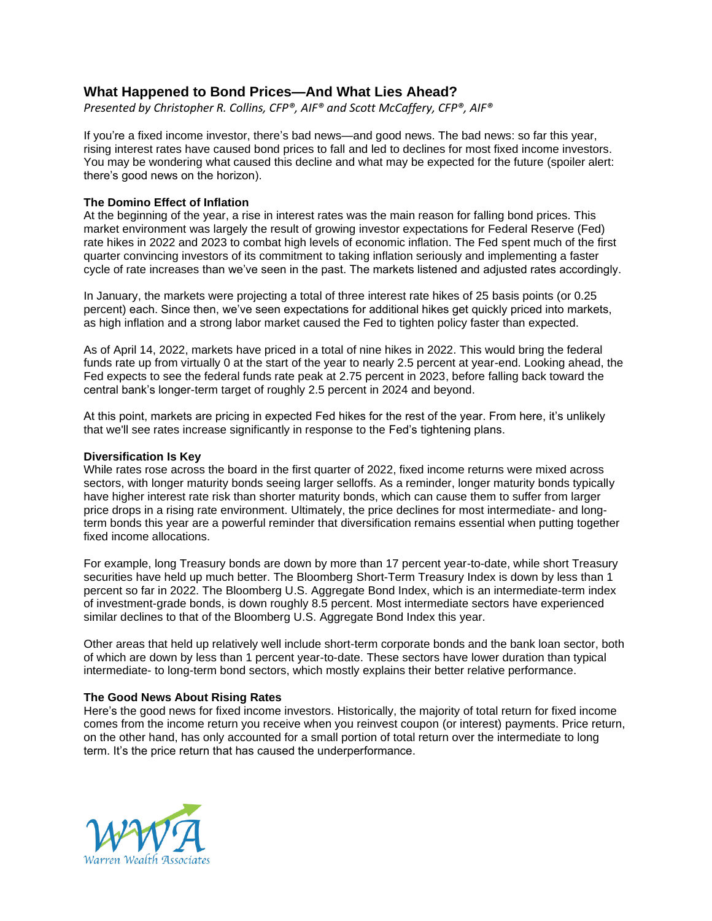# What Happened to Bond Prices—And What Lies Ahead?

*Presented by Christopher R. Collins, CFP®, AIF® and Scott McCaffery, CFP®, AIF®*

If you're a fixed income investor, there's bad news—and good news. The bad news: so far this year, rising interest rates have caused bond prices to fall and led to declines for most fixed income investors. You may be wondering what caused this decline and what may be expected for the future (spoiler alert: there's good news on the horizon).

**The Domino Effect of Inflation**

At the beginning of the year, a rise in interest rates was the main reason for falling bond prices. This market environment was largely the result of growing investor expectations for Federal Reserve (Fed) rate hikes in 2022 and 2023 to combat high levels of economic inflation. The Fed spent much of the first quarter convincing investors of its commitment to taking inflation seriously and implementing a faster cycle of rate increases than we've seen in the past. The markets listened and adjusted rates accordingly.

In January, the markets were projecting a total of three interest rate hikes of 25 basis points (or 0.25 percent) each. Since then, we've seen expectations for additional hikes get quickly priced into markets, as high inflation and a strong labor market caused the Fed to tighten policy faster than expected.

As of April 14, 2022, markets have priced in a total of nine hikes in 2022. This would bring the federal funds rate up from virtually 0 at the start of the year to nearly 2.5 percent at year-end. Looking ahead, the Fed expects to see the federal funds rate peak at 2.75 percent in 2023, before falling back toward the central bank's longer-term target of roughly 2.5 percent in 2024 and beyond.

At this point, markets are pricing in expected Fed hikes for the rest of the year. From here, it's unlikely that we'll see rates increase significantly in response to the Fed's tightening plans.

**Diversification Is Key**

While rates rose across the board in the first quarter of 2022, fixed income returns were mixed across sectors, with longer maturity bonds seeing larger selloffs. As a reminder, longer maturity bonds typically have higher interest rate risk than shorter maturity bonds, which can cause them to suffer from larger price drops in a rising rate environment. Ultimately, the price declines for most intermediate- and long-term bonds this year are a powerful reminder that diversification remains essential when putting together fixed income allocations.

For example, long Treasury bonds are down by more than 17 percent year-to-date, while short Treasury securities have held up much better. The Bloomberg Short-Term Treasury Index is down by less than 1 percent so far in 2022. The Bloomberg U.S. Aggregate Bond Index, which is an intermediate-term index of investment-grade bonds, is down roughly 8.5 percent. Most intermediate sectors have experienced similar declines to that of the Bloomberg U.S. Aggregate Bond Index this year.

Other areas that held up relatively well include short-term corporate bonds and the bank loan sector, both of which are down by less than 1 percent year-to-date. These sectors have lower duration than typical intermediate- to long-term bond sectors, which mostly explains their better relative performance.

**The Good News About Rising Rates**

Here's the good news for fixed income investors. Historically, the majority of total return for fixed income comes from the income return you receive when you reinvest coupon (or interest) payments. Price return, on the other hand, has only accounted for a small portion of total return over the intermediate to long term. It's the price return that has caused the underperformance.

WWA Warren Wealth Associates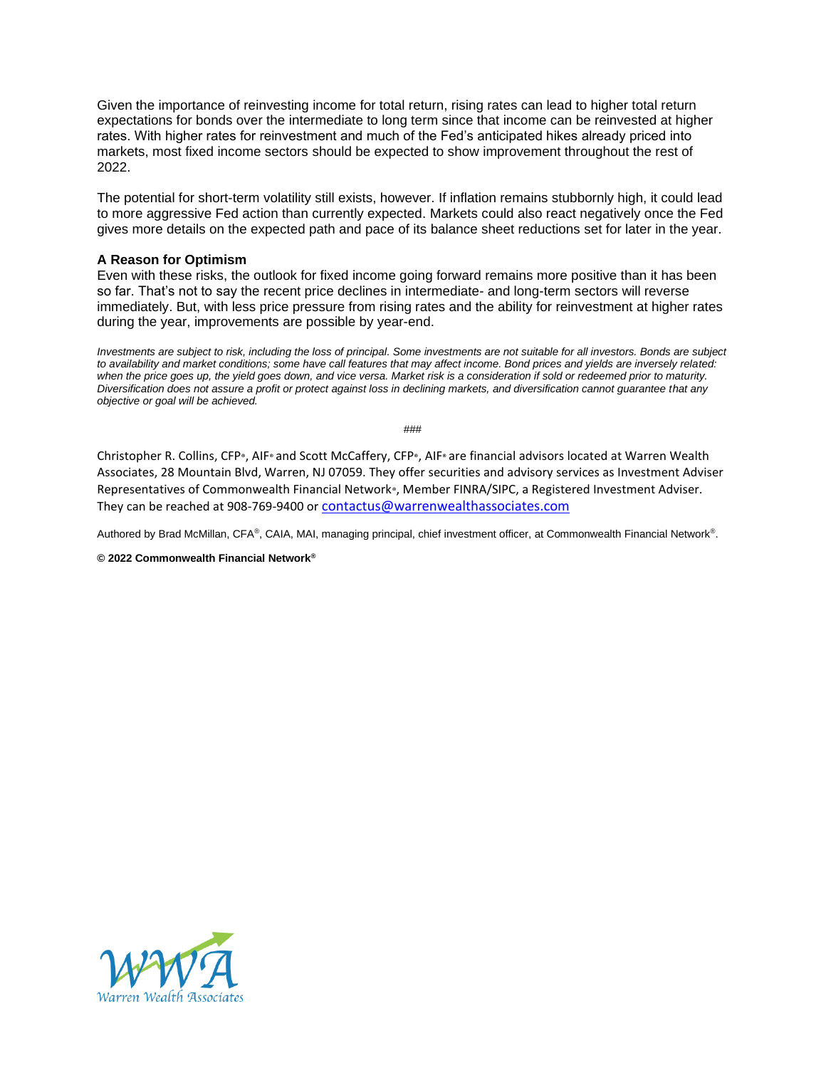Given the importance of reinvesting income for total return, rising rates can lead to higher total return expectations for bonds over the intermediate to long term since that income can be reinvested at higher rates. With higher rates for reinvestment and much of the Fed's anticipated hikes already priced into markets, most fixed income sectors should be expected to show improvement throughout the rest of 2022.

The potential for short-term volatility still exists, however. If inflation remains stubbornly high, it could lead to more aggressive Fed action than currently expected. Markets could also react negatively once the Fed gives more details on the expected path and pace of its balance sheet reductions set for later in the year.

**A Reason for Optimism**

Even with these risks, the outlook for fixed income going forward remains more positive than it has been so far. That's not to say the recent price declines in intermediate- and long-term sectors will reverse immediately. But, with less price pressure from rising rates and the ability for reinvestment at higher rates during the year, improvements are possible by year-end.

*Investments are subject to risk, including the loss of principal. Some investments are not suitable for all investors. Bonds are subject to availability and market conditions; some have call features that may affect income. Bond prices and yields are inversely related: when the price goes up, the yield goes down, and vice versa. Market risk is a consideration if sold or redeemed prior to maturity. Diversification does not assure a profit or protect against loss in declining markets, and diversification cannot guarantee that any objective or goal will be achieved.*

###

Christopher R. Collins, CFP®, AIF® and Scott McCaffery, CFP®, AIF® are financial advisors located at Warren Wealth Associates, 28 Mountain Blvd, Warren, NJ 07059. They offer securities and advisory services as Investment Adviser Representatives of Commonwealth Financial Network®, Member FINRA/SIPC, a Registered Investment Adviser. They can be reached at 908-769-9400 or contactus@warrenwealthassociates.com

Authored by Brad McMillan, CFA®, CAIA, MAI, managing principal, chief investment officer, at Commonwealth Financial Network®.

**© 2022 Commonwealth Financial Network®**

WWA
Warren Wealth Associates